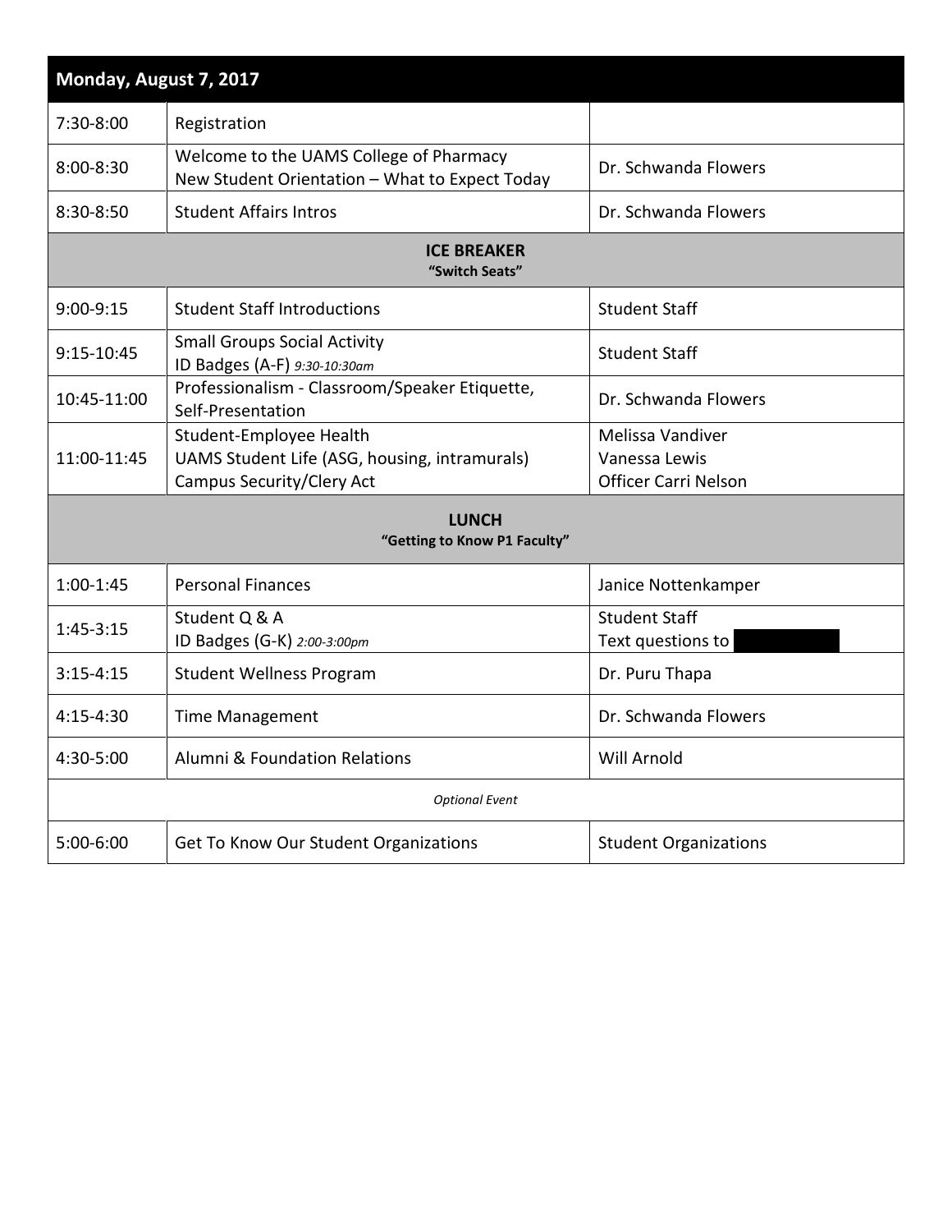| Monday, August 7, 2017 | | |
|---|---|---|
| 7:30-8:00 | Registration | |
| 8:00-8:30 | Welcome to the UAMS College of Pharmacy<br>New Student Orientation – What to Expect Today | Dr. Schwanda Flowers |
| 8:30-8:50 | Student Affairs Intros | Dr. Schwanda Flowers |
| **ICE BREAKER**<br>**"Switch Seats"** | | |
| 9:00-9:15 | Student Staff Introductions | Student Staff |
| 9:15-10:45 | Small Groups Social Activity<br>ID Badges (A-F) *9:30-10:30am* | Student Staff |
| 10:45-11:00 | Professionalism - Classroom/Speaker Etiquette, Self-Presentation | Dr. Schwanda Flowers |
| 11:00-11:45 | Student-Employee Health<br>UAMS Student Life (ASG, housing, intramurals)<br>Campus Security/Clery Act | Melissa Vandiver<br>Vanessa Lewis<br>Officer Carri Nelson |
| **LUNCH**<br>**"Getting to Know P1 Faculty"** | | |
| 1:00-1:45 | Personal Finances | Janice Nottenkamper |
| 1:45-3:15 | Student Q & A<br>ID Badges (G-K) *2:00-3:00pm* | Student Staff<br>Text questions to |
| 3:15-4:15 | Student Wellness Program | Dr. Puru Thapa |
| 4:15-4:30 | Time Management | Dr. Schwanda Flowers |
| 4:30-5:00 | Alumni & Foundation Relations | Will Arnold |
| *Optional Event* | | |
| 5:00-6:00 | Get To Know Our Student Organizations | Student Organizations |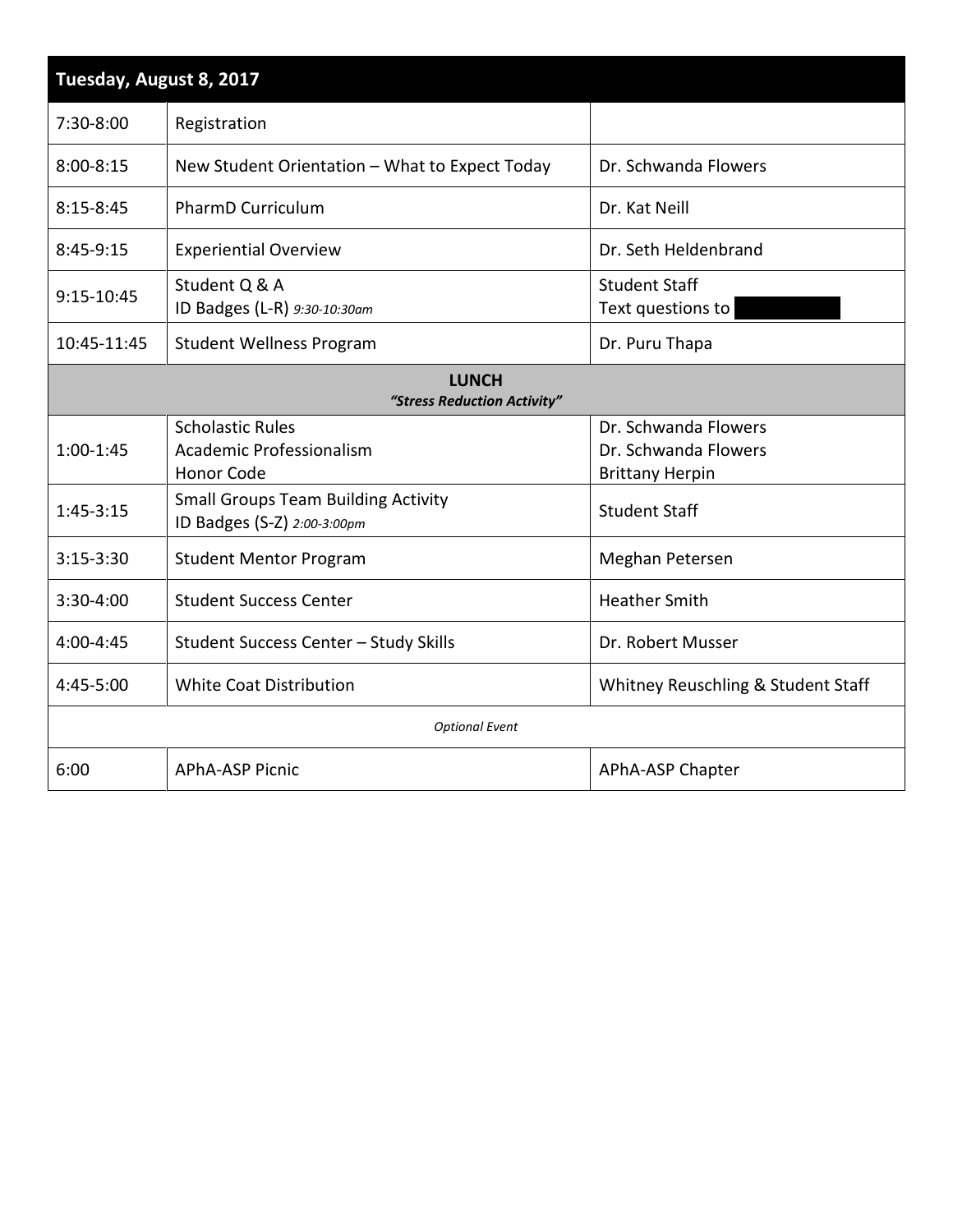| Tuesday, August 8, 2017 | | |
|---|---|---|
| 7:30-8:00 | Registration | |
| 8:00-8:15 | New Student Orientation – What to Expect Today | Dr. Schwanda Flowers |
| 8:15-8:45 | PharmD Curriculum | Dr. Kat Neill |
| 8:45-9:15 | Experiential Overview | Dr. Seth Heldenbrand |
| 9:15-10:45 | Student Q & A<br>ID Badges (L-R) *9:30-10:30am* | Student Staff<br>Text questions to |
| 10:45-11:45 | Student Wellness Program | Dr. Puru Thapa |
| **LUNCH**<br>***"Stress Reduction Activity"*** | | |
| 1:00-1:45 | Scholastic Rules<br>Academic Professionalism<br>Honor Code | Dr. Schwanda Flowers<br>Dr. Schwanda Flowers<br>Brittany Herpin |
| 1:45-3:15 | Small Groups Team Building Activity<br>ID Badges (S-Z) *2:00-3:00pm* | Student Staff |
| 3:15-3:30 | Student Mentor Program | Meghan Petersen |
| 3:30-4:00 | Student Success Center | Heather Smith |
| 4:00-4:45 | Student Success Center – Study Skills | Dr. Robert Musser |
| 4:45-5:00 | White Coat Distribution | Whitney Reuschling & Student Staff |
| *Optional Event* | | |
| 6:00 | APhA-ASP Picnic | APhA-ASP Chapter |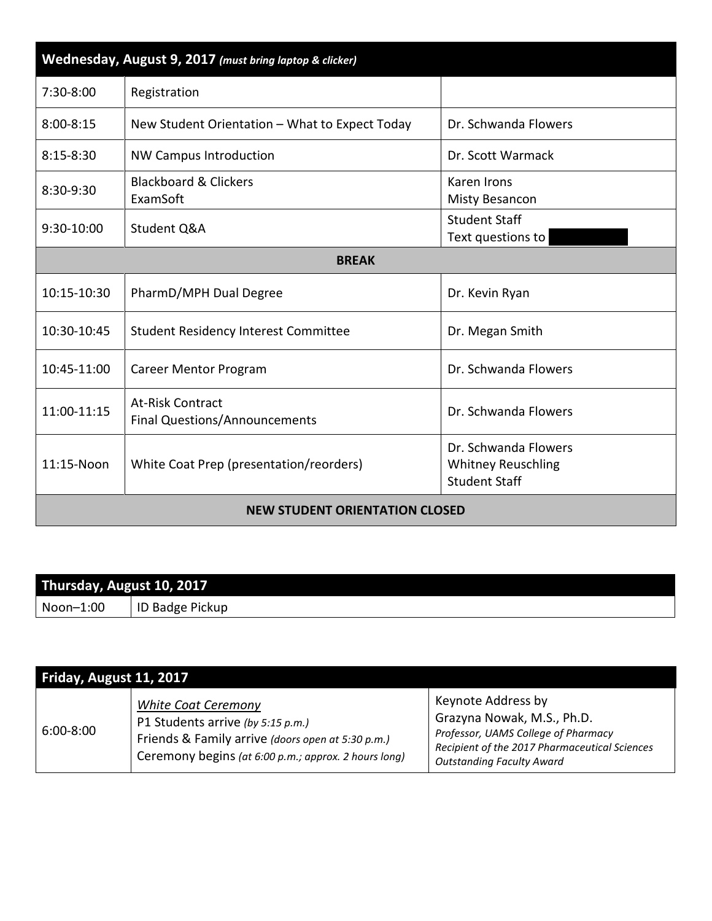| **Wednesday, August 9, 2017** *(must bring laptop & clicker)* | | |
|---|---|---|
| 7:30-8:00 | Registration | |
| 8:00-8:15 | New Student Orientation – What to Expect Today | Dr. Schwanda Flowers |
| 8:15-8:30 | NW Campus Introduction | Dr. Scott Warmack |
| 8:30-9:30 | Blackboard & Clickers<br>ExamSoft | Karen Irons<br>Misty Besancon |
| 9:30-10:00 | Student Q&A | Student Staff<br>Text questions to |
| **BREAK** | | |
| 10:15-10:30 | PharmD/MPH Dual Degree | Dr. Kevin Ryan |
| 10:30-10:45 | Student Residency Interest Committee | Dr. Megan Smith |
| 10:45-11:00 | Career Mentor Program | Dr. Schwanda Flowers |
| 11:00-11:15 | At-Risk Contract<br>Final Questions/Announcements | Dr. Schwanda Flowers |
| 11:15-Noon | White Coat Prep (presentation/reorders) | Dr. Schwanda Flowers<br>Whitney Reuschling<br>Student Staff |
| **NEW STUDENT ORIENTATION CLOSED** | | |

| **Thursday, August 10, 2017** | |
|---|---|
| Noon–1:00 | ID Badge Pickup |

| **Friday, August 11, 2017** | | |
|---|---|---|
| 6:00-8:00 | *White Coat Ceremony*<br>P1 Students arrive *(by 5:15 p.m.)*<br>Friends & Family arrive *(doors open at 5:30 p.m.)*<br>Ceremony begins *(at 6:00 p.m.; approx. 2 hours long)* | Keynote Address by<br>Grazyna Nowak, M.S., Ph.D.<br>*Professor, UAMS College of Pharmacy*<br>*Recipient of the 2017 Pharmaceutical Sciences Outstanding Faculty Award* |